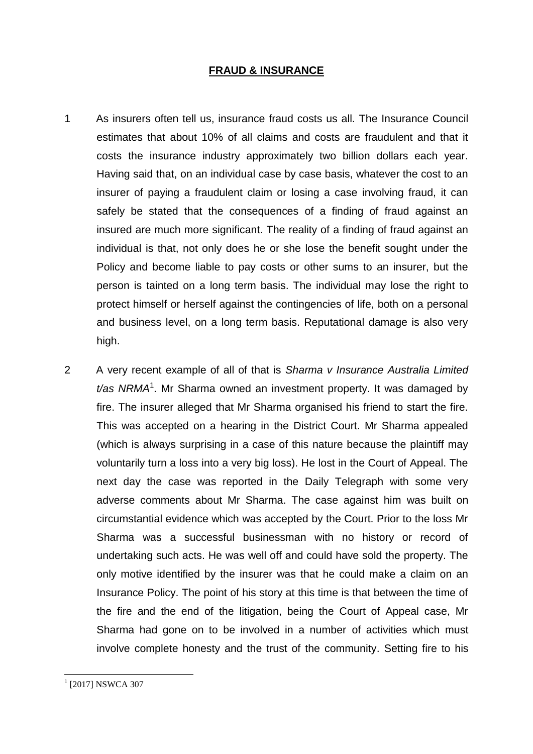# FRAUD & INSURANCE

1 As insurers often tell us, insurance fraud costs us all. The Insurance Council estimates that about 10% of all claims and costs are fraudulent and that it costs the insurance industry approximately two billion dollars each year. Having said that, on an individual case by case basis, whatever the cost to an insurer of paying a fraudulent claim or losing a case involving fraud, it can safely be stated that the consequences of a finding of fraud against an insured are much more significant. The reality of a finding of fraud against an individual is that, not only does he or she lose the benefit sought under the Policy and become liable to pay costs or other sums to an insurer, but the person is tainted on a long term basis. The individual may lose the right to protect himself or herself against the contingencies of life, both on a personal and business level, on a long term basis. Reputational damage is also very high.

2 A very recent example of all of that is *Sharma v Insurance Australia Limited t/as NRMA*[1]. Mr Sharma owned an investment property. It was damaged by fire. The insurer alleged that Mr Sharma organised his friend to start the fire. This was accepted on a hearing in the District Court. Mr Sharma appealed (which is always surprising in a case of this nature because the plaintiff may voluntarily turn a loss into a very big loss). He lost in the Court of Appeal. The next day the case was reported in the Daily Telegraph with some very adverse comments about Mr Sharma. The case against him was built on circumstantial evidence which was accepted by the Court. Prior to the loss Mr Sharma was a successful businessman with no history or record of undertaking such acts. He was well off and could have sold the property. The only motive identified by the insurer was that he could make a claim on an Insurance Policy. The point of his story at this time is that between the time of the fire and the end of the litigation, being the Court of Appeal case, Mr Sharma had gone on to be involved in a number of activities which must involve complete honesty and the trust of the community. Setting fire to his

[1] [2017] NSWCA 307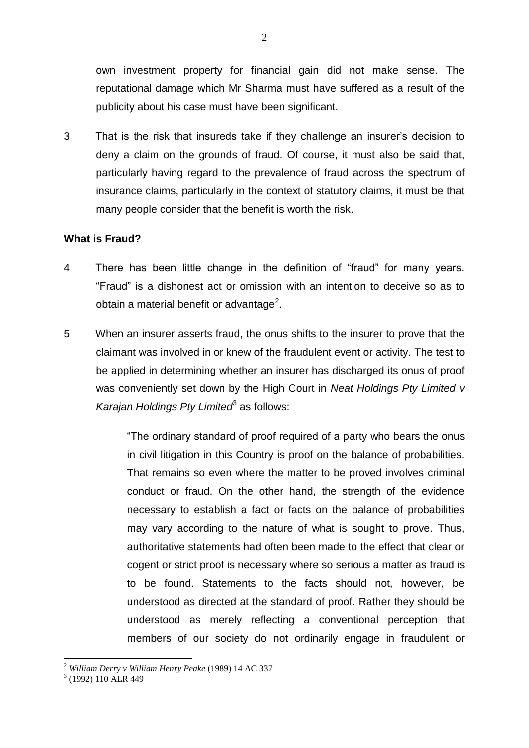own investment property for financial gain did not make sense. The reputational damage which Mr Sharma must have suffered as a result of the publicity about his case must have been significant.

3 That is the risk that insureds take if they challenge an insurer's decision to deny a claim on the grounds of fraud. Of course, it must also be said that, particularly having regard to the prevalence of fraud across the spectrum of insurance claims, particularly in the context of statutory claims, it must be that many people consider that the benefit is worth the risk.

**What is Fraud?**

4 There has been little change in the definition of "fraud" for many years. "Fraud" is a dishonest act or omission with an intention to deceive so as to obtain a material benefit or advantage[2].

5 When an insurer asserts fraud, the onus shifts to the insurer to prove that the claimant was involved in or knew of the fraudulent event or activity. The test to be applied in determining whether an insurer has discharged its onus of proof was conveniently set down by the High Court in *Neat Holdings Pty Limited v Karajan Holdings Pty Limited*[3] as follows:

> "The ordinary standard of proof required of a party who bears the onus in civil litigation in this Country is proof on the balance of probabilities. That remains so even where the matter to be proved involves criminal conduct or fraud. On the other hand, the strength of the evidence necessary to establish a fact or facts on the balance of probabilities may vary according to the nature of what is sought to prove. Thus, authoritative statements had often been made to the effect that clear or cogent or strict proof is necessary where so serious a matter as fraud is to be found. Statements to the facts should not, however, be understood as directed at the standard of proof. Rather they should be understood as merely reflecting a conventional perception that members of our society do not ordinarily engage in fraudulent or

[2] *William Derry v William Henry Peake* (1989) 14 AC 337

[3] (1992) 110 ALR 449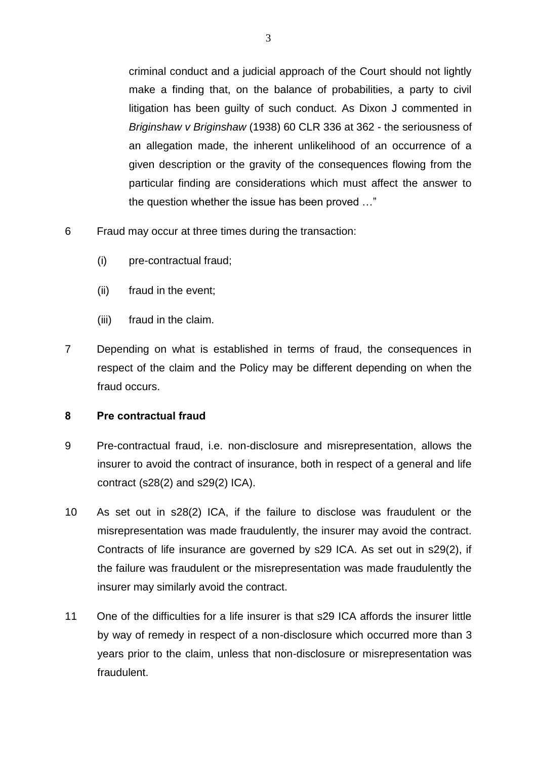criminal conduct and a judicial approach of the Court should not lightly make a finding that, on the balance of probabilities, a party to civil litigation has been guilty of such conduct. As Dixon J commented in *Briginshaw v Briginshaw* (1938) 60 CLR 336 at 362 - the seriousness of an allegation made, the inherent unlikelihood of an occurrence of a given description or the gravity of the consequences flowing from the particular finding are considerations which must affect the answer to the question whether the issue has been proved …"

6 Fraud may occur at three times during the transaction:

(i) pre-contractual fraud;

(ii) fraud in the event;

(iii) fraud in the claim.

7 Depending on what is established in terms of fraud, the consequences in respect of the claim and the Policy may be different depending on when the fraud occurs.

**8 Pre contractual fraud**

9 Pre-contractual fraud, i.e. non-disclosure and misrepresentation, allows the insurer to avoid the contract of insurance, both in respect of a general and life contract (s28(2) and s29(2) ICA).

10 As set out in s28(2) ICA, if the failure to disclose was fraudulent or the misrepresentation was made fraudulently, the insurer may avoid the contract. Contracts of life insurance are governed by s29 ICA. As set out in s29(2), if the failure was fraudulent or the misrepresentation was made fraudulently the insurer may similarly avoid the contract.

11 One of the difficulties for a life insurer is that s29 ICA affords the insurer little by way of remedy in respect of a non-disclosure which occurred more than 3 years prior to the claim, unless that non-disclosure or misrepresentation was fraudulent.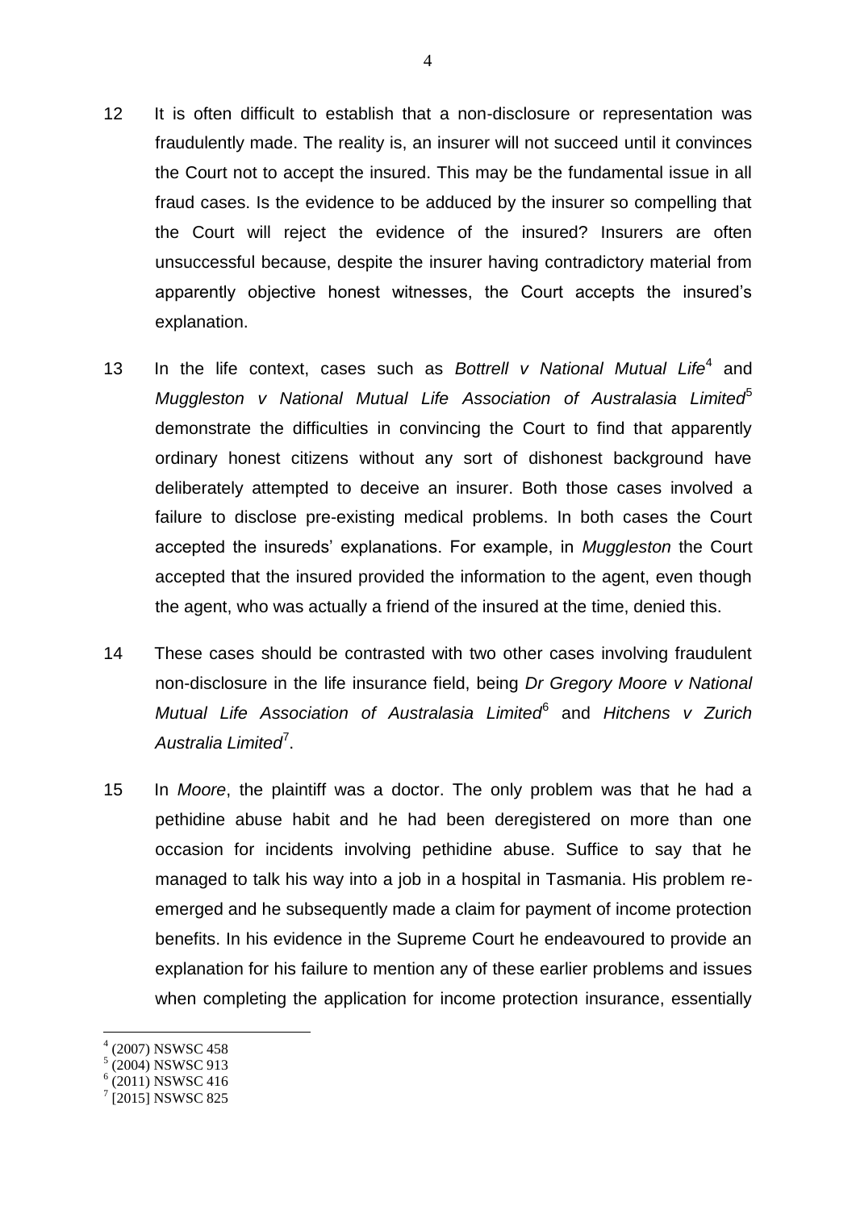12 It is often difficult to establish that a non-disclosure or representation was fraudulently made. The reality is, an insurer will not succeed until it convinces the Court not to accept the insured. This may be the fundamental issue in all fraud cases. Is the evidence to be adduced by the insurer so compelling that the Court will reject the evidence of the insured? Insurers are often unsuccessful because, despite the insurer having contradictory material from apparently objective honest witnesses, the Court accepts the insured's explanation.

13 In the life context, cases such as *Bottrell v National Mutual Life*[4] and *Muggleston v National Mutual Life Association of Australasia Limited*[5] demonstrate the difficulties in convincing the Court to find that apparently ordinary honest citizens without any sort of dishonest background have deliberately attempted to deceive an insurer. Both those cases involved a failure to disclose pre-existing medical problems. In both cases the Court accepted the insureds' explanations. For example, in *Muggleston* the Court accepted that the insured provided the information to the agent, even though the agent, who was actually a friend of the insured at the time, denied this.

14 These cases should be contrasted with two other cases involving fraudulent non-disclosure in the life insurance field, being *Dr Gregory Moore v National Mutual Life Association of Australasia Limited*[6] and *Hitchens v Zurich Australia Limited*[7].

15 In *Moore*, the plaintiff was a doctor. The only problem was that he had a pethidine abuse habit and he had been deregistered on more than one occasion for incidents involving pethidine abuse. Suffice to say that he managed to talk his way into a job in a hospital in Tasmania. His problem re-emerged and he subsequently made a claim for payment of income protection benefits. In his evidence in the Supreme Court he endeavoured to provide an explanation for his failure to mention any of these earlier problems and issues when completing the application for income protection insurance, essentially

---

[4] (2007) NSWSC 458

[5] (2004) NSWSC 913

[6] (2011) NSWSC 416

[7] [2015] NSWSC 825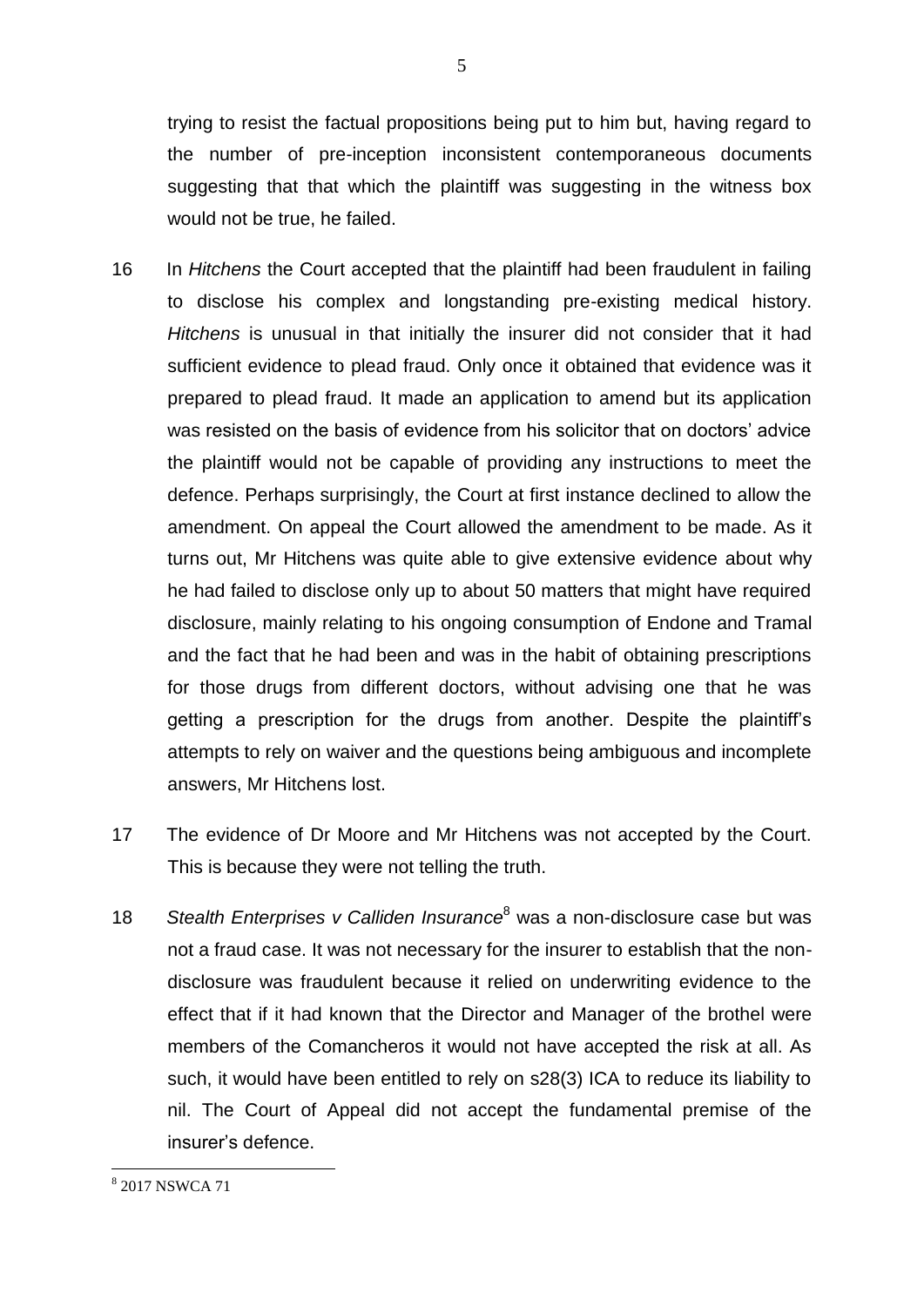trying to resist the factual propositions being put to him but, having regard to the number of pre-inception inconsistent contemporaneous documents suggesting that that which the plaintiff was suggesting in the witness box would not be true, he failed.

16 In *Hitchens* the Court accepted that the plaintiff had been fraudulent in failing to disclose his complex and longstanding pre-existing medical history. *Hitchens* is unusual in that initially the insurer did not consider that it had sufficient evidence to plead fraud. Only once it obtained that evidence was it prepared to plead fraud. It made an application to amend but its application was resisted on the basis of evidence from his solicitor that on doctors' advice the plaintiff would not be capable of providing any instructions to meet the defence. Perhaps surprisingly, the Court at first instance declined to allow the amendment. On appeal the Court allowed the amendment to be made. As it turns out, Mr Hitchens was quite able to give extensive evidence about why he had failed to disclose only up to about 50 matters that might have required disclosure, mainly relating to his ongoing consumption of Endone and Tramal and the fact that he had been and was in the habit of obtaining prescriptions for those drugs from different doctors, without advising one that he was getting a prescription for the drugs from another. Despite the plaintiff's attempts to rely on waiver and the questions being ambiguous and incomplete answers, Mr Hitchens lost.

17 The evidence of Dr Moore and Mr Hitchens was not accepted by the Court. This is because they were not telling the truth.

18 *Stealth Enterprises v Calliden Insurance*[8] was a non-disclosure case but was not a fraud case. It was not necessary for the insurer to establish that the non-disclosure was fraudulent because it relied on underwriting evidence to the effect that if it had known that the Director and Manager of the brothel were members of the Comancheros it would not have accepted the risk at all. As such, it would have been entitled to rely on s28(3) ICA to reduce its liability to nil. The Court of Appeal did not accept the fundamental premise of the insurer's defence.

[8] 2017 NSWCA 71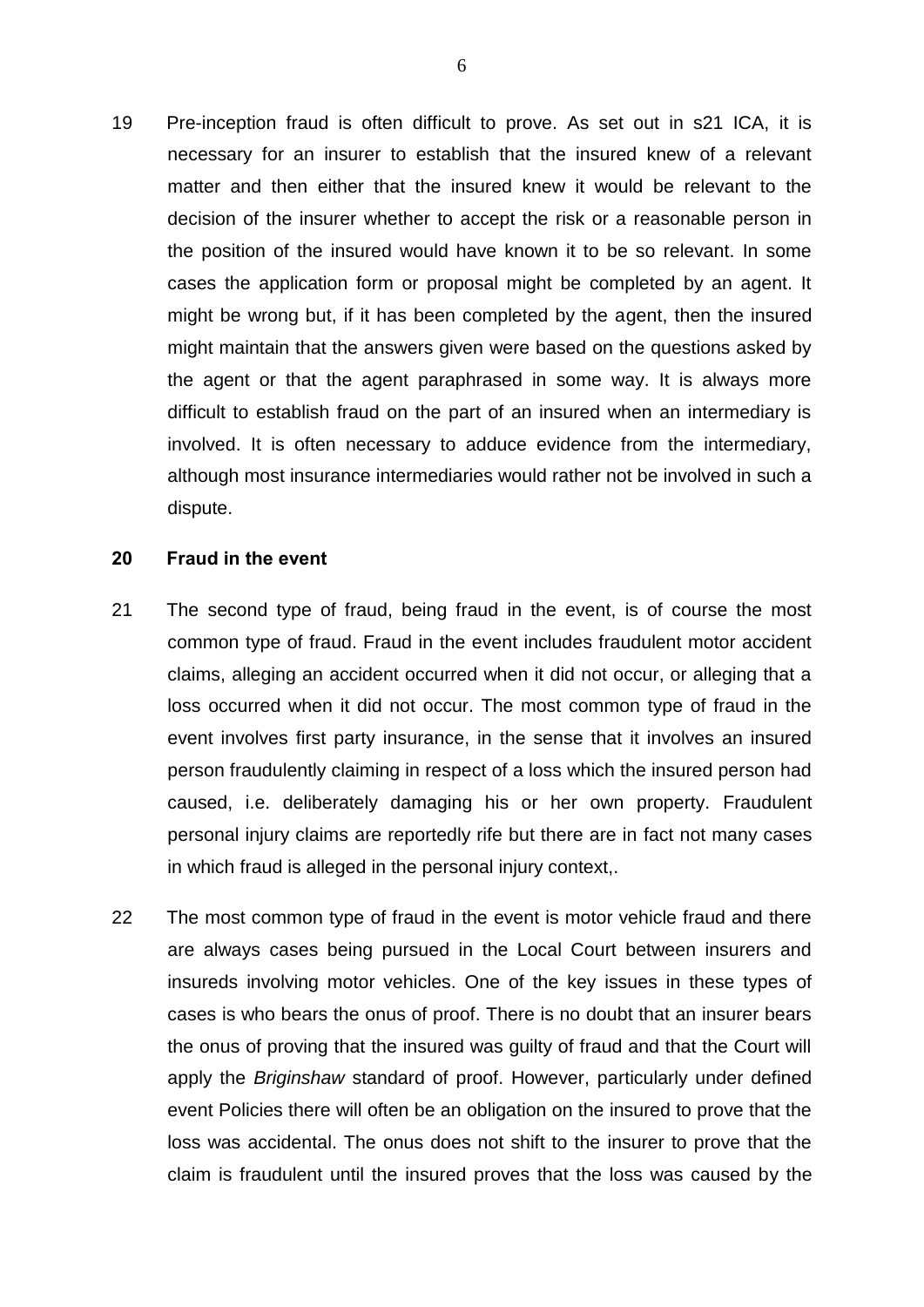19 Pre-inception fraud is often difficult to prove. As set out in s21 ICA, it is necessary for an insurer to establish that the insured knew of a relevant matter and then either that the insured knew it would be relevant to the decision of the insurer whether to accept the risk or a reasonable person in the position of the insured would have known it to be so relevant. In some cases the application form or proposal might be completed by an agent. It might be wrong but, if it has been completed by the agent, then the insured might maintain that the answers given were based on the questions asked by the agent or that the agent paraphrased in some way. It is always more difficult to establish fraud on the part of an insured when an intermediary is involved. It is often necessary to adduce evidence from the intermediary, although most insurance intermediaries would rather not be involved in such a dispute.

## 20 Fraud in the event

21 The second type of fraud, being fraud in the event, is of course the most common type of fraud. Fraud in the event includes fraudulent motor accident claims, alleging an accident occurred when it did not occur, or alleging that a loss occurred when it did not occur. The most common type of fraud in the event involves first party insurance, in the sense that it involves an insured person fraudulently claiming in respect of a loss which the insured person had caused, i.e. deliberately damaging his or her own property. Fraudulent personal injury claims are reportedly rife but there are in fact not many cases in which fraud is alleged in the personal injury context,.

22 The most common type of fraud in the event is motor vehicle fraud and there are always cases being pursued in the Local Court between insurers and insureds involving motor vehicles. One of the key issues in these types of cases is who bears the onus of proof. There is no doubt that an insurer bears the onus of proving that the insured was guilty of fraud and that the Court will apply the *Briginshaw* standard of proof. However, particularly under defined event Policies there will often be an obligation on the insured to prove that the loss was accidental. The onus does not shift to the insurer to prove that the claim is fraudulent until the insured proves that the loss was caused by the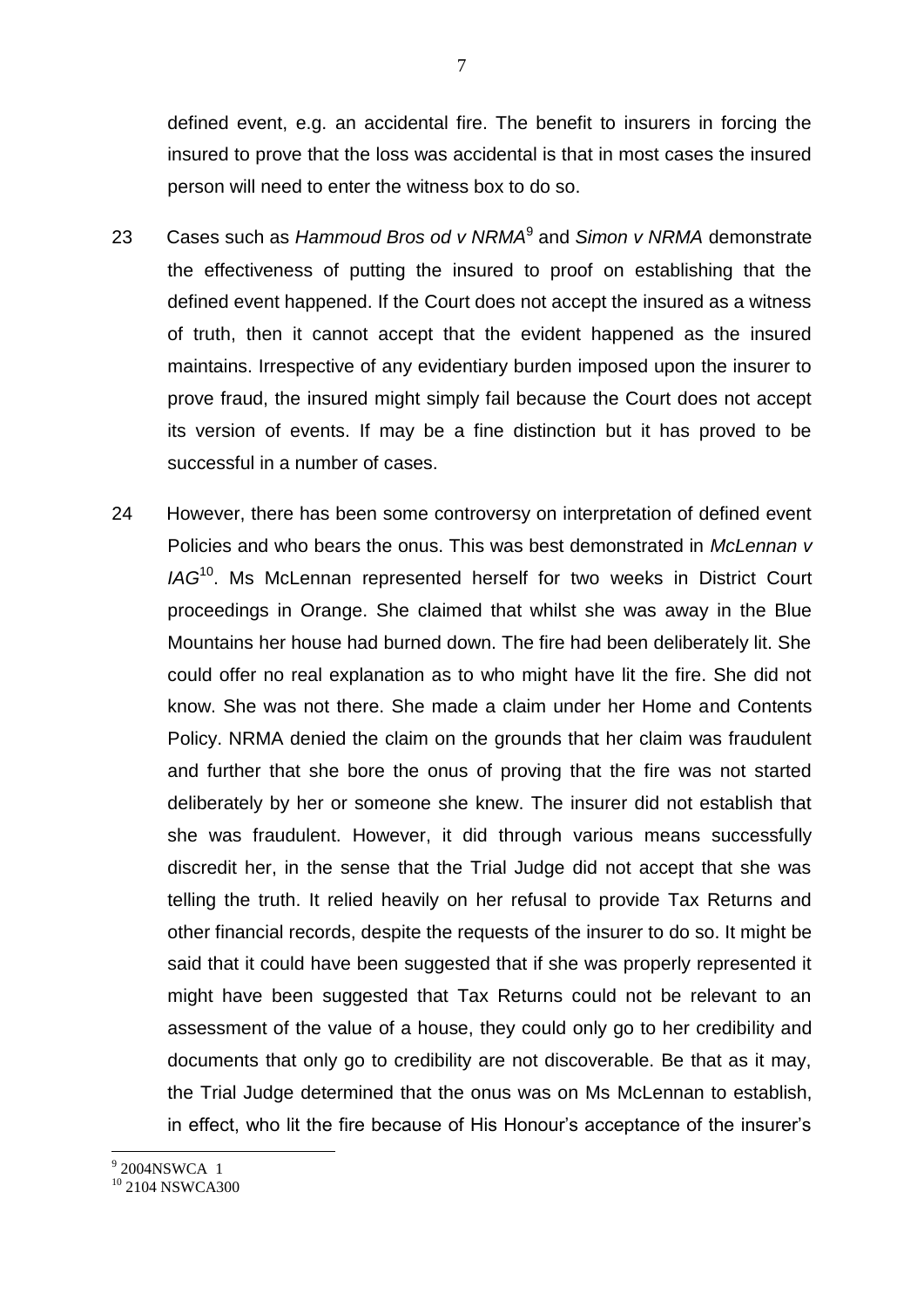defined event, e.g. an accidental fire. The benefit to insurers in forcing the insured to prove that the loss was accidental is that in most cases the insured person will need to enter the witness box to do so.

23 Cases such as *Hammoud Bros od v NRMA*[9] and *Simon v NRMA* demonstrate the effectiveness of putting the insured to proof on establishing that the defined event happened. If the Court does not accept the insured as a witness of truth, then it cannot accept that the evident happened as the insured maintains. Irrespective of any evidentiary burden imposed upon the insurer to prove fraud, the insured might simply fail because the Court does not accept its version of events. If may be a fine distinction but it has proved to be successful in a number of cases.

24 However, there has been some controversy on interpretation of defined event Policies and who bears the onus. This was best demonstrated in *McLennan v IAG*[10]. Ms McLennan represented herself for two weeks in District Court proceedings in Orange. She claimed that whilst she was away in the Blue Mountains her house had burned down. The fire had been deliberately lit. She could offer no real explanation as to who might have lit the fire. She did not know. She was not there. She made a claim under her Home and Contents Policy. NRMA denied the claim on the grounds that her claim was fraudulent and further that she bore the onus of proving that the fire was not started deliberately by her or someone she knew. The insurer did not establish that she was fraudulent. However, it did through various means successfully discredit her, in the sense that the Trial Judge did not accept that she was telling the truth. It relied heavily on her refusal to provide Tax Returns and other financial records, despite the requests of the insurer to do so. It might be said that it could have been suggested that if she was properly represented it might have been suggested that Tax Returns could not be relevant to an assessment of the value of a house, they could only go to her credibility and documents that only go to credibility are not discoverable. Be that as it may, the Trial Judge determined that the onus was on Ms McLennan to establish, in effect, who lit the fire because of His Honour's acceptance of the insurer's

---

[9] 2004NSWCA 1

[10] 2104 NSWCA300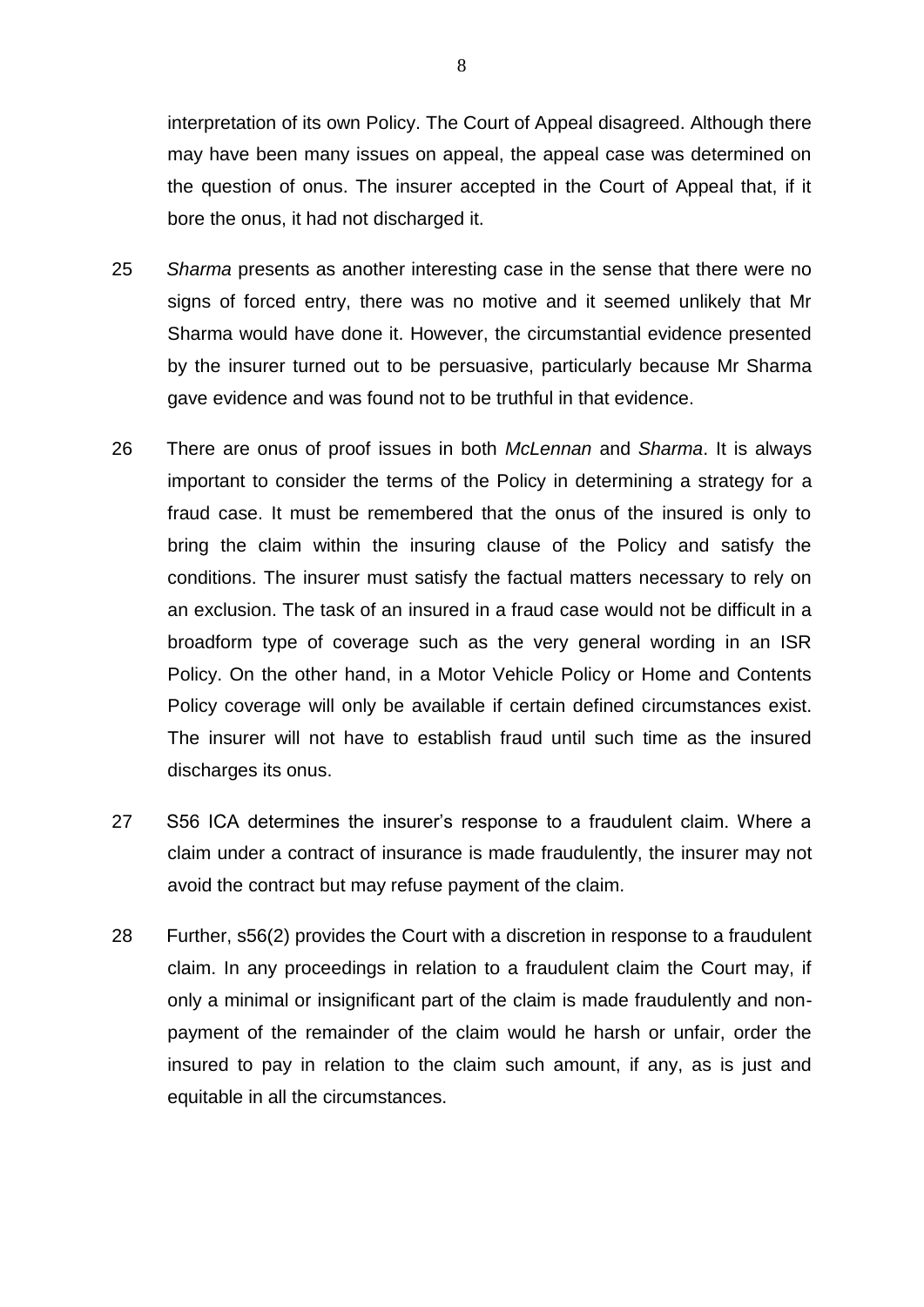interpretation of its own Policy. The Court of Appeal disagreed. Although there may have been many issues on appeal, the appeal case was determined on the question of onus. The insurer accepted in the Court of Appeal that, if it bore the onus, it had not discharged it.

25 *Sharma* presents as another interesting case in the sense that there were no signs of forced entry, there was no motive and it seemed unlikely that Mr Sharma would have done it. However, the circumstantial evidence presented by the insurer turned out to be persuasive, particularly because Mr Sharma gave evidence and was found not to be truthful in that evidence.

26 There are onus of proof issues in both *McLennan* and *Sharma*. It is always important to consider the terms of the Policy in determining a strategy for a fraud case. It must be remembered that the onus of the insured is only to bring the claim within the insuring clause of the Policy and satisfy the conditions. The insurer must satisfy the factual matters necessary to rely on an exclusion. The task of an insured in a fraud case would not be difficult in a broadform type of coverage such as the very general wording in an ISR Policy. On the other hand, in a Motor Vehicle Policy or Home and Contents Policy coverage will only be available if certain defined circumstances exist. The insurer will not have to establish fraud until such time as the insured discharges its onus.

27 S56 ICA determines the insurer's response to a fraudulent claim. Where a claim under a contract of insurance is made fraudulently, the insurer may not avoid the contract but may refuse payment of the claim.

28 Further, s56(2) provides the Court with a discretion in response to a fraudulent claim. In any proceedings in relation to a fraudulent claim the Court may, if only a minimal or insignificant part of the claim is made fraudulently and non-payment of the remainder of the claim would he harsh or unfair, order the insured to pay in relation to the claim such amount, if any, as is just and equitable in all the circumstances.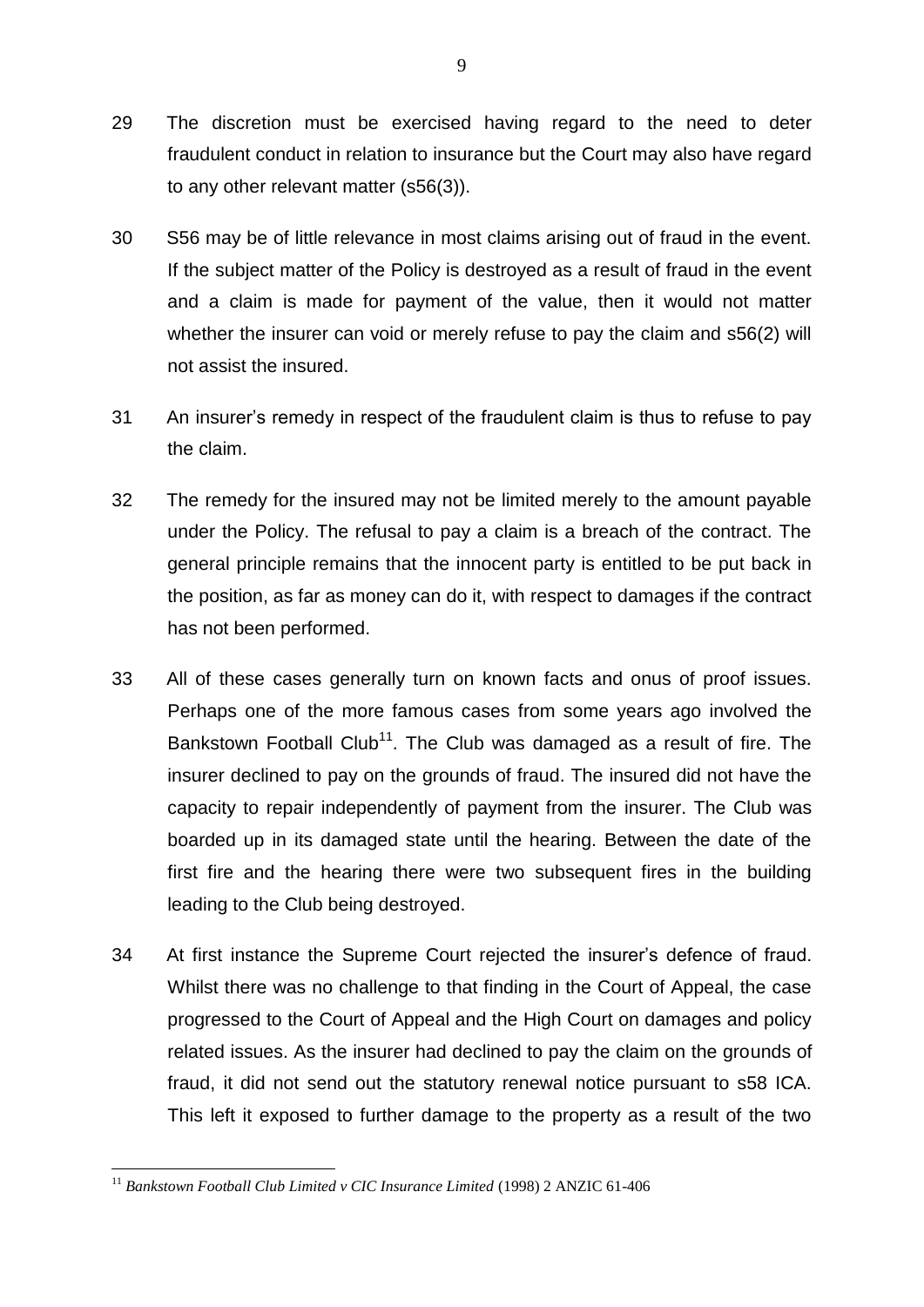29 The discretion must be exercised having regard to the need to deter fraudulent conduct in relation to insurance but the Court may also have regard to any other relevant matter (s56(3)).

30 S56 may be of little relevance in most claims arising out of fraud in the event. If the subject matter of the Policy is destroyed as a result of fraud in the event and a claim is made for payment of the value, then it would not matter whether the insurer can void or merely refuse to pay the claim and s56(2) will not assist the insured.

31 An insurer's remedy in respect of the fraudulent claim is thus to refuse to pay the claim.

32 The remedy for the insured may not be limited merely to the amount payable under the Policy. The refusal to pay a claim is a breach of the contract. The general principle remains that the innocent party is entitled to be put back in the position, as far as money can do it, with respect to damages if the contract has not been performed.

33 All of these cases generally turn on known facts and onus of proof issues. Perhaps one of the more famous cases from some years ago involved the Bankstown Football Club[11]. The Club was damaged as a result of fire. The insurer declined to pay on the grounds of fraud. The insured did not have the capacity to repair independently of payment from the insurer. The Club was boarded up in its damaged state until the hearing. Between the date of the first fire and the hearing there were two subsequent fires in the building leading to the Club being destroyed.

34 At first instance the Supreme Court rejected the insurer's defence of fraud. Whilst there was no challenge to that finding in the Court of Appeal, the case progressed to the Court of Appeal and the High Court on damages and policy related issues. As the insurer had declined to pay the claim on the grounds of fraud, it did not send out the statutory renewal notice pursuant to s58 ICA. This left it exposed to further damage to the property as a result of the two

---

[11] *Bankstown Football Club Limited v CIC Insurance Limited* (1998) 2 ANZIC 61-406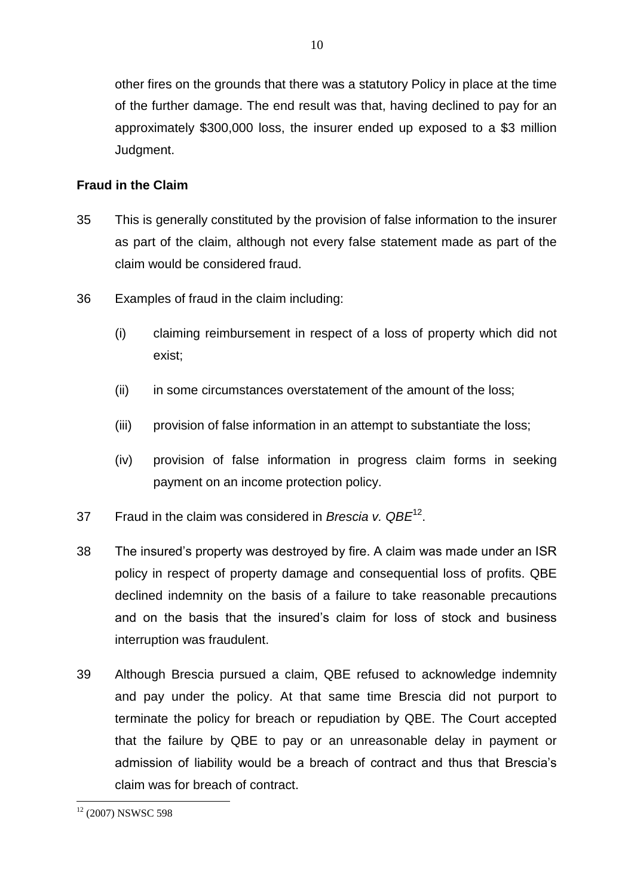other fires on the grounds that there was a statutory Policy in place at the time of the further damage. The end result was that, having declined to pay for an approximately $300,000 loss, the insurer ended up exposed to a $3 million Judgment.

**Fraud in the Claim**

35 This is generally constituted by the provision of false information to the insurer as part of the claim, although not every false statement made as part of the claim would be considered fraud.

36 Examples of fraud in the claim including:

(i) claiming reimbursement in respect of a loss of property which did not exist;

(ii) in some circumstances overstatement of the amount of the loss;

(iii) provision of false information in an attempt to substantiate the loss;

(iv) provision of false information in progress claim forms in seeking payment on an income protection policy.

37 Fraud in the claim was considered in *Brescia v. QBE*[12].

38 The insured's property was destroyed by fire. A claim was made under an ISR policy in respect of property damage and consequential loss of profits. QBE declined indemnity on the basis of a failure to take reasonable precautions and on the basis that the insured's claim for loss of stock and business interruption was fraudulent.

39 Although Brescia pursued a claim, QBE refused to acknowledge indemnity and pay under the policy. At that same time Brescia did not purport to terminate the policy for breach or repudiation by QBE. The Court accepted that the failure by QBE to pay or an unreasonable delay in payment or admission of liability would be a breach of contract and thus that Brescia's claim was for breach of contract.

[12] (2007) NSWSC 598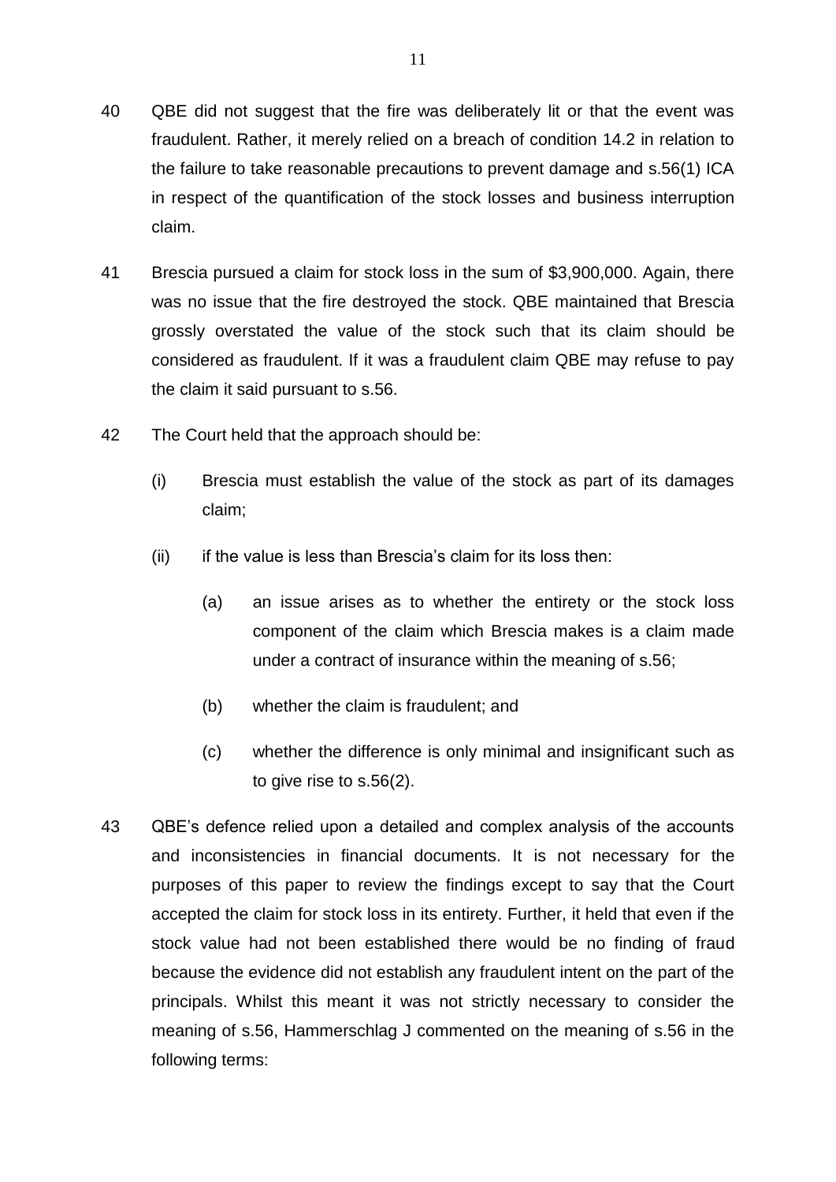40 QBE did not suggest that the fire was deliberately lit or that the event was fraudulent. Rather, it merely relied on a breach of condition 14.2 in relation to the failure to take reasonable precautions to prevent damage and s.56(1) ICA in respect of the quantification of the stock losses and business interruption claim.

41 Brescia pursued a claim for stock loss in the sum of $3,900,000. Again, there was no issue that the fire destroyed the stock. QBE maintained that Brescia grossly overstated the value of the stock such that its claim should be considered as fraudulent. If it was a fraudulent claim QBE may refuse to pay the claim it said pursuant to s.56.

42 The Court held that the approach should be:

(i) Brescia must establish the value of the stock as part of its damages claim;

(ii) if the value is less than Brescia's claim for its loss then:

(a) an issue arises as to whether the entirety or the stock loss component of the claim which Brescia makes is a claim made under a contract of insurance within the meaning of s.56;

(b) whether the claim is fraudulent; and

(c) whether the difference is only minimal and insignificant such as to give rise to s.56(2).

43 QBE's defence relied upon a detailed and complex analysis of the accounts and inconsistencies in financial documents. It is not necessary for the purposes of this paper to review the findings except to say that the Court accepted the claim for stock loss in its entirety. Further, it held that even if the stock value had not been established there would be no finding of fraud because the evidence did not establish any fraudulent intent on the part of the principals. Whilst this meant it was not strictly necessary to consider the meaning of s.56, Hammerschlag J commented on the meaning of s.56 in the following terms: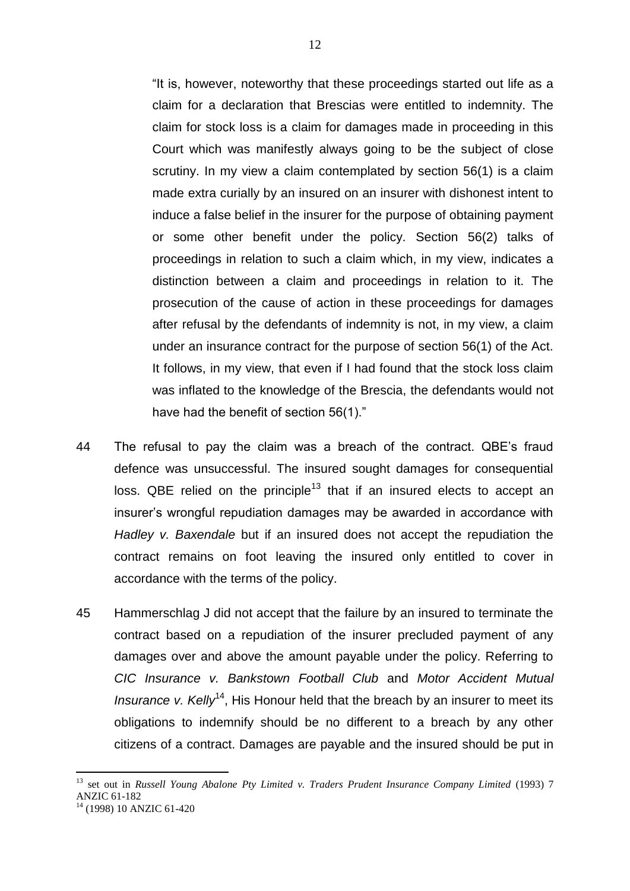> "It is, however, noteworthy that these proceedings started out life as a claim for a declaration that Brescias were entitled to indemnity. The claim for stock loss is a claim for damages made in proceeding in this Court which was manifestly always going to be the subject of close scrutiny. In my view a claim contemplated by section 56(1) is a claim made extra curially by an insured on an insurer with dishonest intent to induce a false belief in the insurer for the purpose of obtaining payment or some other benefit under the policy. Section 56(2) talks of proceedings in relation to such a claim which, in my view, indicates a distinction between a claim and proceedings in relation to it. The prosecution of the cause of action in these proceedings for damages after refusal by the defendants of indemnity is not, in my view, a claim under an insurance contract for the purpose of section 56(1) of the Act. It follows, in my view, that even if I had found that the stock loss claim was inflated to the knowledge of the Brescia, the defendants would not have had the benefit of section 56(1)."

44 The refusal to pay the claim was a breach of the contract. QBE's fraud defence was unsuccessful. The insured sought damages for consequential loss. QBE relied on the principle[13] that if an insured elects to accept an insurer's wrongful repudiation damages may be awarded in accordance with *Hadley v. Baxendale* but if an insured does not accept the repudiation the contract remains on foot leaving the insured only entitled to cover in accordance with the terms of the policy.

45 Hammerschlag J did not accept that the failure by an insured to terminate the contract based on a repudiation of the insurer precluded payment of any damages over and above the amount payable under the policy. Referring to *CIC Insurance v. Bankstown Football Club* and *Motor Accident Mutual Insurance v. Kelly*[14], His Honour held that the breach by an insurer to meet its obligations to indemnify should be no different to a breach by any other citizens of a contract. Damages are payable and the insured should be put in

---

[13] set out in *Russell Young Abalone Pty Limited v. Traders Prudent Insurance Company Limited* (1993) 7 ANZIC 61-182

[14] (1998) 10 ANZIC 61-420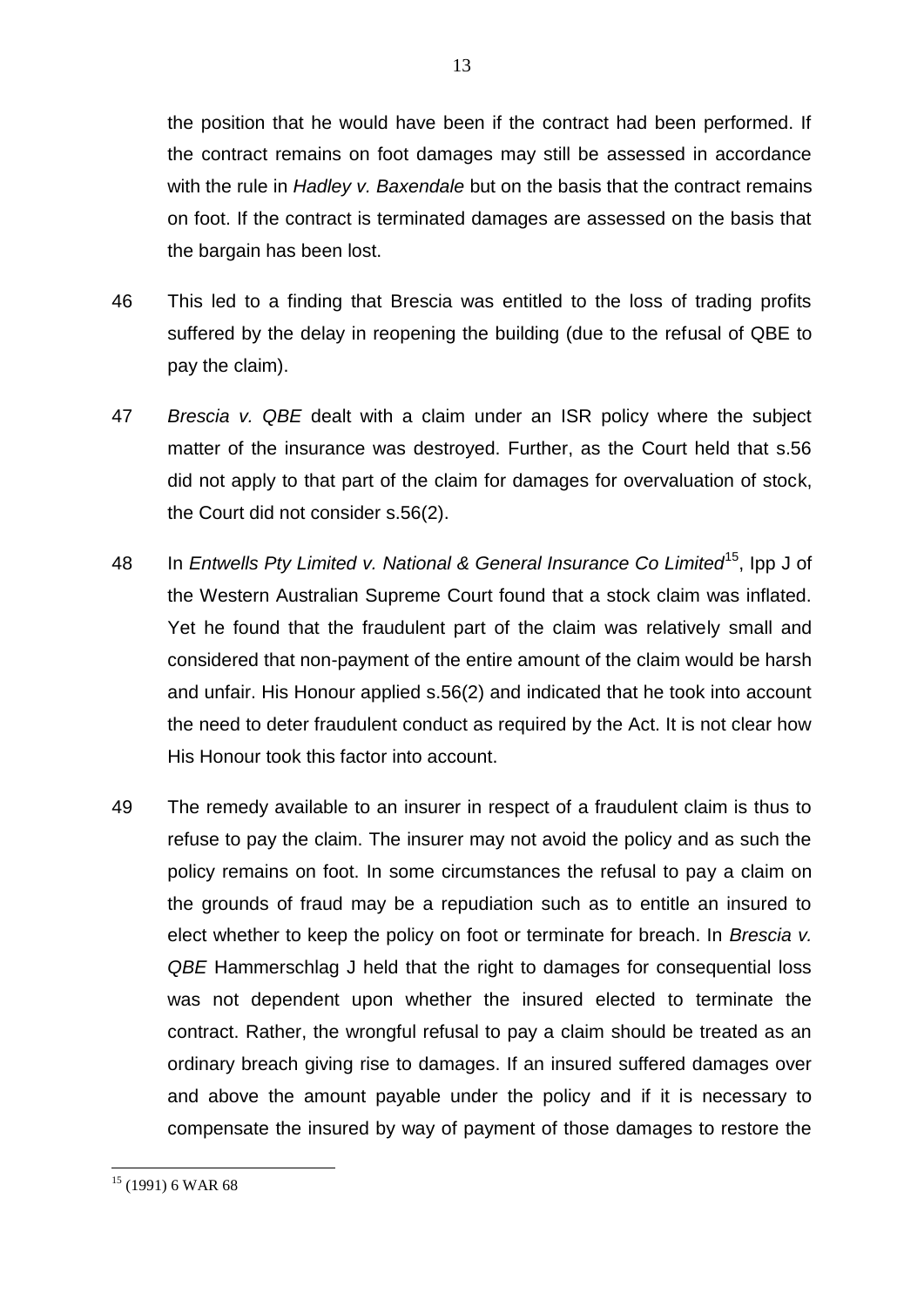the position that he would have been if the contract had been performed. If the contract remains on foot damages may still be assessed in accordance with the rule in *Hadley v. Baxendale* but on the basis that the contract remains on foot. If the contract is terminated damages are assessed on the basis that the bargain has been lost.

46 This led to a finding that Brescia was entitled to the loss of trading profits suffered by the delay in reopening the building (due to the refusal of QBE to pay the claim).

47 *Brescia v. QBE* dealt with a claim under an ISR policy where the subject matter of the insurance was destroyed. Further, as the Court held that s.56 did not apply to that part of the claim for damages for overvaluation of stock, the Court did not consider s.56(2).

48 In *Entwells Pty Limited v. National & General Insurance Co Limited*[15], Ipp J of the Western Australian Supreme Court found that a stock claim was inflated. Yet he found that the fraudulent part of the claim was relatively small and considered that non-payment of the entire amount of the claim would be harsh and unfair. His Honour applied s.56(2) and indicated that he took into account the need to deter fraudulent conduct as required by the Act. It is not clear how His Honour took this factor into account.

49 The remedy available to an insurer in respect of a fraudulent claim is thus to refuse to pay the claim. The insurer may not avoid the policy and as such the policy remains on foot. In some circumstances the refusal to pay a claim on the grounds of fraud may be a repudiation such as to entitle an insured to elect whether to keep the policy on foot or terminate for breach. In *Brescia v. QBE* Hammerschlag J held that the right to damages for consequential loss was not dependent upon whether the insured elected to terminate the contract. Rather, the wrongful refusal to pay a claim should be treated as an ordinary breach giving rise to damages. If an insured suffered damages over and above the amount payable under the policy and if it is necessary to compensate the insured by way of payment of those damages to restore the

---

[15] (1991) 6 WAR 68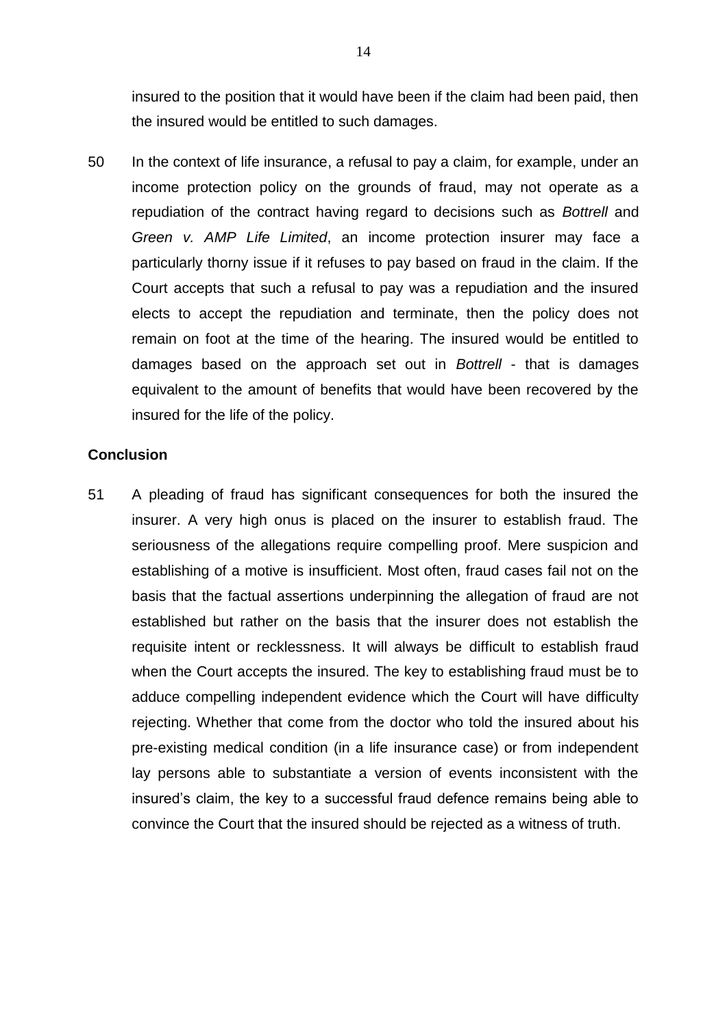insured to the position that it would have been if the claim had been paid, then the insured would be entitled to such damages.

50 In the context of life insurance, a refusal to pay a claim, for example, under an income protection policy on the grounds of fraud, may not operate as a repudiation of the contract having regard to decisions such as *Bottrell* and *Green v. AMP Life Limited*, an income protection insurer may face a particularly thorny issue if it refuses to pay based on fraud in the claim. If the Court accepts that such a refusal to pay was a repudiation and the insured elects to accept the repudiation and terminate, then the policy does not remain on foot at the time of the hearing. The insured would be entitled to damages based on the approach set out in *Bottrell* - that is damages equivalent to the amount of benefits that would have been recovered by the insured for the life of the policy.

**Conclusion**

51 A pleading of fraud has significant consequences for both the insured the insurer. A very high onus is placed on the insurer to establish fraud. The seriousness of the allegations require compelling proof. Mere suspicion and establishing of a motive is insufficient. Most often, fraud cases fail not on the basis that the factual assertions underpinning the allegation of fraud are not established but rather on the basis that the insurer does not establish the requisite intent or recklessness. It will always be difficult to establish fraud when the Court accepts the insured. The key to establishing fraud must be to adduce compelling independent evidence which the Court will have difficulty rejecting. Whether that come from the doctor who told the insured about his pre-existing medical condition (in a life insurance case) or from independent lay persons able to substantiate a version of events inconsistent with the insured's claim, the key to a successful fraud defence remains being able to convince the Court that the insured should be rejected as a witness of truth.